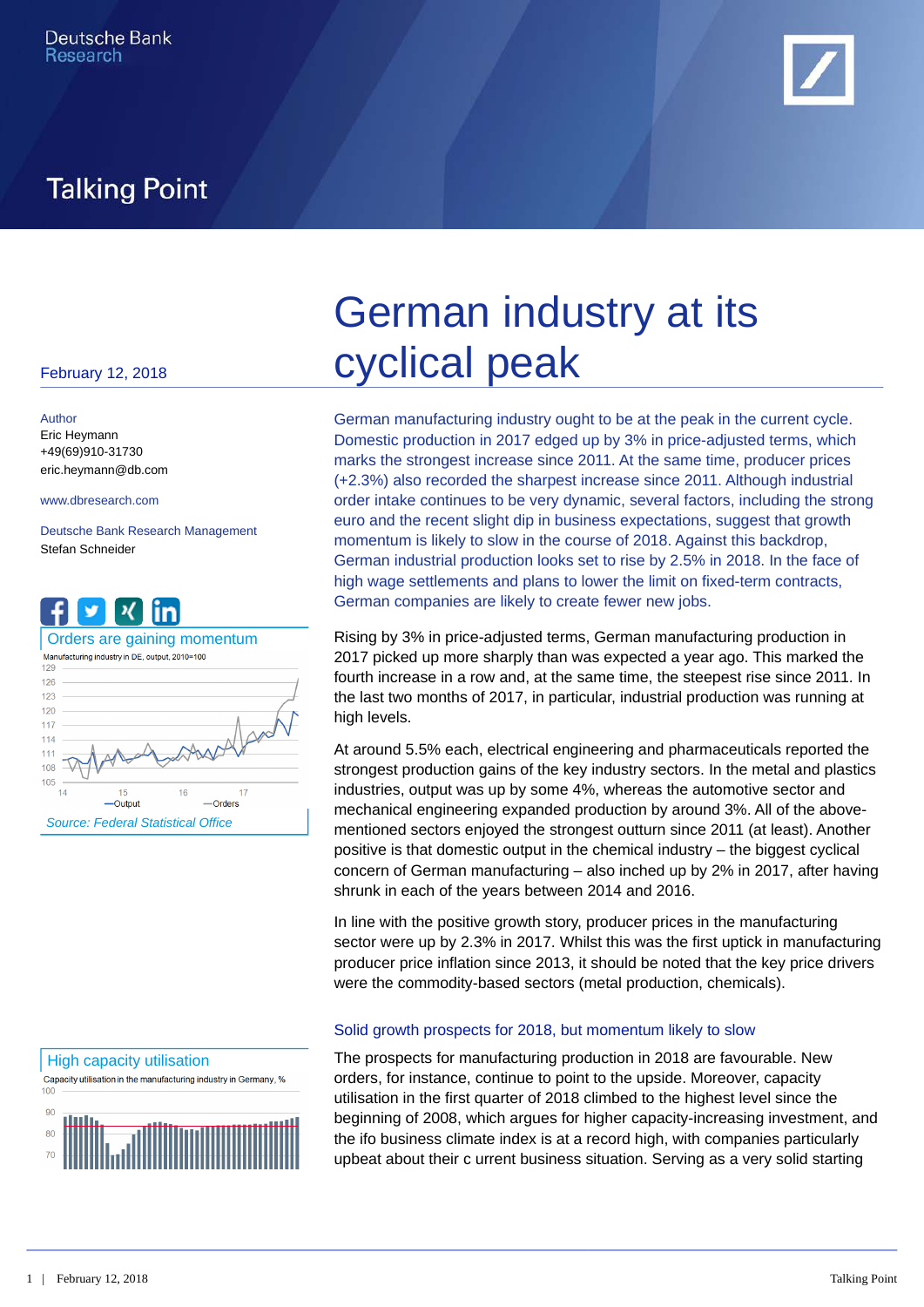Deutsche Bank Research

Talking Point

February 12, 2018

Author
Eric Heymann
+49(69)910-31730
eric.heymann@db.com

www.dbresearch.com

Deutsche Bank Research Management
Stefan Schneider

# German industry at its cyclical peak

German manufacturing industry ought to be at the peak in the current cycle. Domestic production in 2017 edged up by 3% in price-adjusted terms, which marks the strongest increase since 2011. At the same time, producer prices (+2.3%) also recorded the sharpest increase since 2011. Although industrial order intake continues to be very dynamic, several factors, including the strong euro and the recent slight dip in business expectations, suggest that growth momentum is likely to slow in the course of 2018. Against this backdrop, German industrial production looks set to rise by 2.5% in 2018. In the face of high wage settlements and plans to lower the limit on fixed-term contracts, German companies are likely to create fewer new jobs.

Rising by 3% in price-adjusted terms, German manufacturing production in 2017 picked up more sharply than was expected a year ago. This marked the fourth increase in a row and, at the same time, the steepest rise since 2011. In the last two months of 2017, in particular, industrial production was running at high levels.

At around 5.5% each, electrical engineering and pharmaceuticals reported the strongest production gains of the key industry sectors. In the metal and plastics industries, output was up by some 4%, whereas the automotive sector and mechanical engineering expanded production by around 3%. All of the above-mentioned sectors enjoyed the strongest outturn since 2011 (at least). Another positive is that domestic output in the chemical industry – the biggest cyclical concern of German manufacturing – also inched up by 2% in 2017, after having shrunk in each of the years between 2014 and 2016.

In line with the positive growth story, producer prices in the manufacturing sector were up by 2.3% in 2017. Whilst this was the first uptick in manufacturing producer price inflation since 2013, it should be noted that the key price drivers were the commodity-based sectors (metal production, chemicals).

**Orders are gaining momentum**

Manufacturing industry in DE, output, 2010=100

Source: Federal Statistical Office

**High capacity utilisation**

Capacity utilisation in the manufacturing industry in Germany, %

## Solid growth prospects for 2018, but momentum likely to slow

The prospects for manufacturing production in 2018 are favourable. New orders, for instance, continue to point to the upside. Moreover, capacity utilisation in the first quarter of 2018 climbed to the highest level since the beginning of 2008, which argues for higher capacity-increasing investment, and the ifo business climate index is at a record high, with companies particularly upbeat about their c urrent business situation. Serving as a very solid starting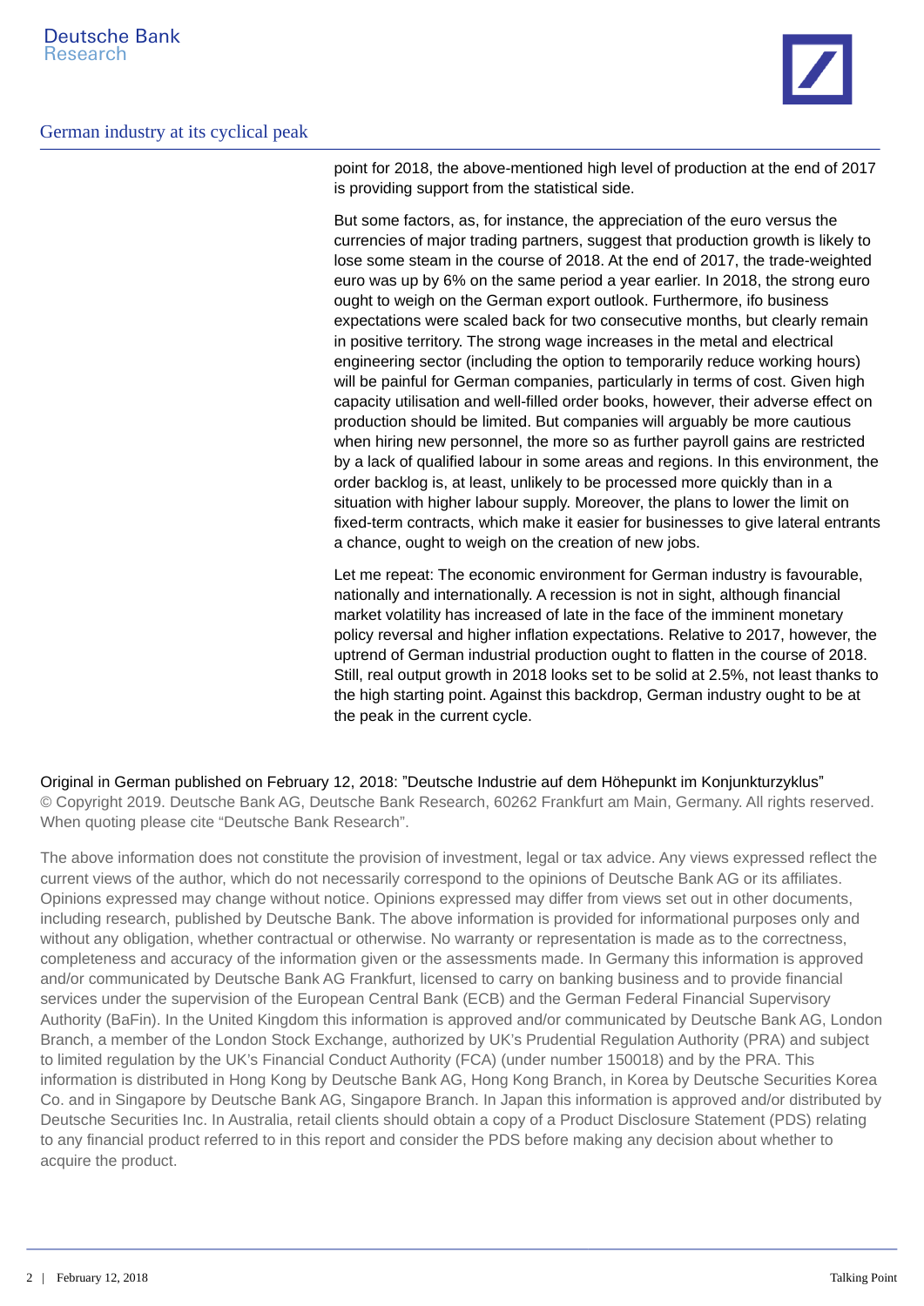point for 2018, the above-mentioned high level of production at the end of 2017 is providing support from the statistical side.

But some factors, as, for instance, the appreciation of the euro versus the currencies of major trading partners, suggest that production growth is likely to lose some steam in the course of 2018. At the end of 2017, the trade-weighted euro was up by 6% on the same period a year earlier. In 2018, the strong euro ought to weigh on the German export outlook. Furthermore, ifo business expectations were scaled back for two consecutive months, but clearly remain in positive territory. The strong wage increases in the metal and electrical engineering sector (including the option to temporarily reduce working hours) will be painful for German companies, particularly in terms of cost. Given high capacity utilisation and well-filled order books, however, their adverse effect on production should be limited. But companies will arguably be more cautious when hiring new personnel, the more so as further payroll gains are restricted by a lack of qualified labour in some areas and regions. In this environment, the order backlog is, at least, unlikely to be processed more quickly than in a situation with higher labour supply. Moreover, the plans to lower the limit on fixed-term contracts, which make it easier for businesses to give lateral entrants a chance, ought to weigh on the creation of new jobs.

Let me repeat: The economic environment for German industry is favourable, nationally and internationally. A recession is not in sight, although financial market volatility has increased of late in the face of the imminent monetary policy reversal and higher inflation expectations. Relative to 2017, however, the uptrend of German industrial production ought to flatten in the course of 2018. Still, real output growth in 2018 looks set to be solid at 2.5%, not least thanks to the high starting point. Against this backdrop, German industry ought to be at the peak in the current cycle.

Original in German published on February 12, 2018: "Deutsche Industrie auf dem Höhepunkt im Konjunkturzyklus"
© Copyright 2019. Deutsche Bank AG, Deutsche Bank Research, 60262 Frankfurt am Main, Germany. All rights reserved. When quoting please cite "Deutsche Bank Research".

The above information does not constitute the provision of investment, legal or tax advice. Any views expressed reflect the current views of the author, which do not necessarily correspond to the opinions of Deutsche Bank AG or its affiliates. Opinions expressed may change without notice. Opinions expressed may differ from views set out in other documents, including research, published by Deutsche Bank. The above information is provided for informational purposes only and without any obligation, whether contractual or otherwise. No warranty or representation is made as to the correctness, completeness and accuracy of the information given or the assessments made. In Germany this information is approved and/or communicated by Deutsche Bank AG Frankfurt, licensed to carry on banking business and to provide financial services under the supervision of the European Central Bank (ECB) and the German Federal Financial Supervisory Authority (BaFin). In the United Kingdom this information is approved and/or communicated by Deutsche Bank AG, London Branch, a member of the London Stock Exchange, authorized by UK's Prudential Regulation Authority (PRA) and subject to limited regulation by the UK's Financial Conduct Authority (FCA) (under number 150018) and by the PRA. This information is distributed in Hong Kong by Deutsche Bank AG, Hong Kong Branch, in Korea by Deutsche Securities Korea Co. and in Singapore by Deutsche Bank AG, Singapore Branch. In Japan this information is approved and/or distributed by Deutsche Securities Inc. In Australia, retail clients should obtain a copy of a Product Disclosure Statement (PDS) relating to any financial product referred to in this report and consider the PDS before making any decision about whether to acquire the product.